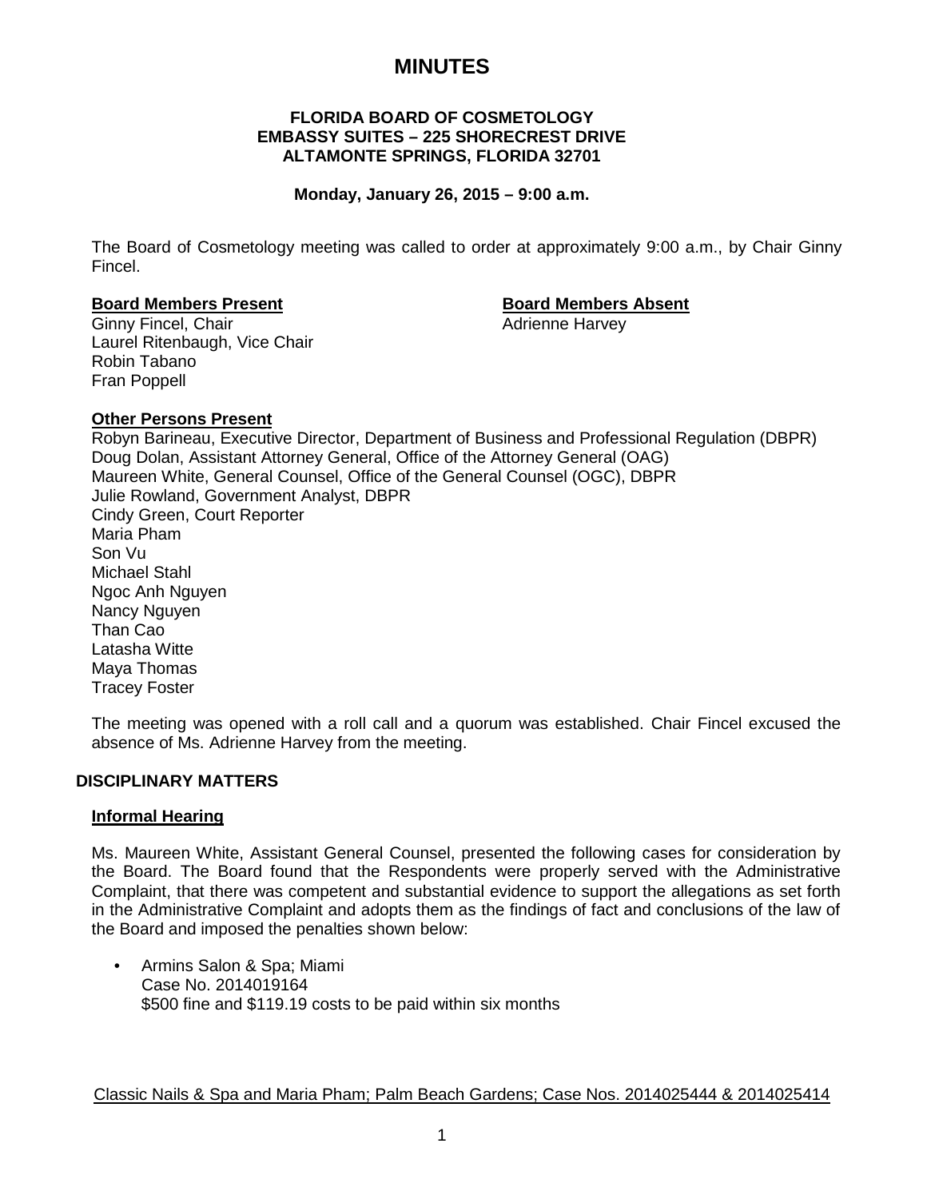# MINUTES

**FLORIDA BOARD OF COSMETOLOGY**
**EMBASSY SUITES – 225 SHORECREST DRIVE**
**ALTAMONTE SPRINGS, FLORIDA 32701**

**Monday, January 26, 2015 – 9:00 a.m.**

The Board of Cosmetology meeting was called to order at approximately 9:00 a.m., by Chair Ginny Fincel.

**Board Members Present**
Ginny Fincel, Chair
Laurel Ritenbaugh, Vice Chair
Robin Tabano
Fran Poppell

**Board Members Absent**
Adrienne Harvey

**Other Persons Present**
Robyn Barineau, Executive Director, Department of Business and Professional Regulation (DBPR)
Doug Dolan, Assistant Attorney General, Office of the Attorney General (OAG)
Maureen White, General Counsel, Office of the General Counsel (OGC), DBPR
Julie Rowland, Government Analyst, DBPR
Cindy Green, Court Reporter
Maria Pham
Son Vu
Michael Stahl
Ngoc Anh Nguyen
Nancy Nguyen
Than Cao
Latasha Witte
Maya Thomas
Tracey Foster

The meeting was opened with a roll call and a quorum was established. Chair Fincel excused the absence of Ms. Adrienne Harvey from the meeting.

## DISCIPLINARY MATTERS

### Informal Hearing

Ms. Maureen White, Assistant General Counsel, presented the following cases for consideration by the Board. The Board found that the Respondents were properly served with the Administrative Complaint, that there was competent and substantial evidence to support the allegations as set forth in the Administrative Complaint and adopts them as the findings of fact and conclusions of the law of the Board and imposed the penalties shown below:

- Armins Salon & Spa; Miami
  Case No. 2014019164
  $500 fine and $119.19 costs to be paid within six months

Classic Nails & Spa and Maria Pham; Palm Beach Gardens; Case Nos. 2014025444 & 2014025414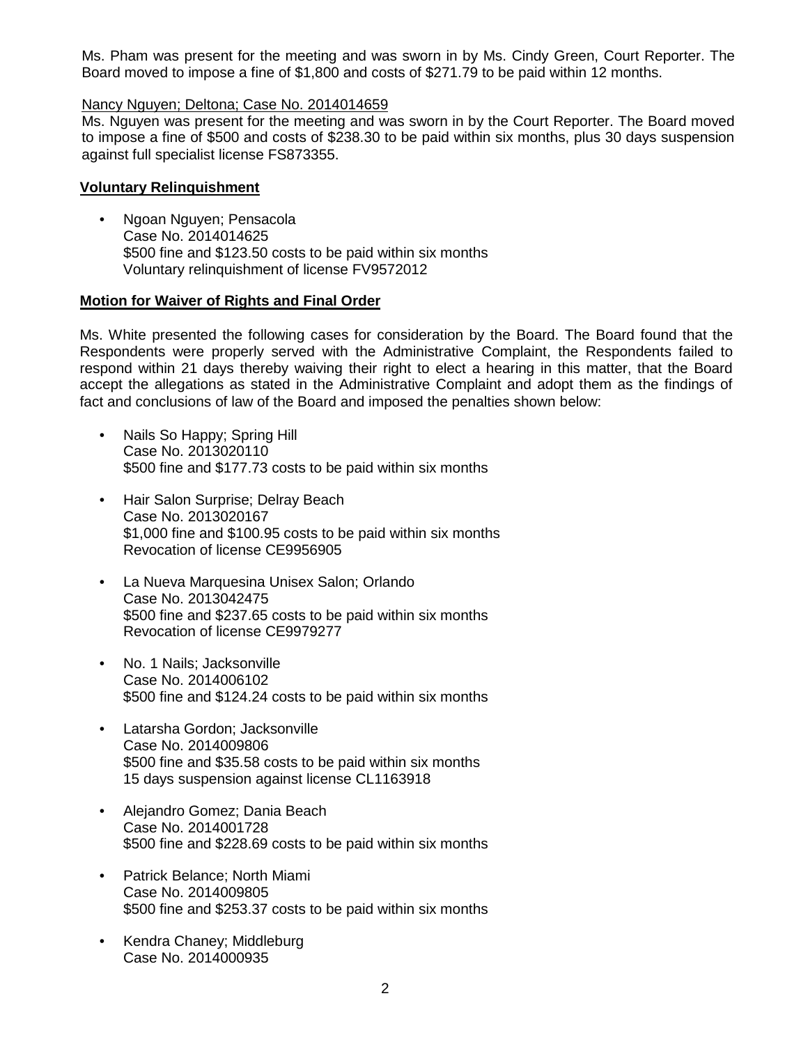Ms. Pham was present for the meeting and was sworn in by Ms. Cindy Green, Court Reporter. The Board moved to impose a fine of $1,800 and costs of $271.79 to be paid within 12 months.

Nancy Nguyen; Deltona; Case No. 2014014659

Ms. Nguyen was present for the meeting and was sworn in by the Court Reporter. The Board moved to impose a fine of $500 and costs of $238.30 to be paid within six months, plus 30 days suspension against full specialist license FS873355.

**Voluntary Relinquishment**

- Ngoan Nguyen; Pensacola
  Case No. 2014014625
  $500 fine and $123.50 costs to be paid within six months
  Voluntary relinquishment of license FV9572012

**Motion for Waiver of Rights and Final Order**

Ms. White presented the following cases for consideration by the Board. The Board found that the Respondents were properly served with the Administrative Complaint, the Respondents failed to respond within 21 days thereby waiving their right to elect a hearing in this matter, that the Board accept the allegations as stated in the Administrative Complaint and adopt them as the findings of fact and conclusions of law of the Board and imposed the penalties shown below:

- Nails So Happy; Spring Hill
  Case No. 2013020110
  $500 fine and $177.73 costs to be paid within six months

- Hair Salon Surprise; Delray Beach
  Case No. 2013020167
  $1,000 fine and $100.95 costs to be paid within six months
  Revocation of license CE9956905

- La Nueva Marquesina Unisex Salon; Orlando
  Case No. 2013042475
  $500 fine and $237.65 costs to be paid within six months
  Revocation of license CE9979277

- No. 1 Nails; Jacksonville
  Case No. 2014006102
  $500 fine and $124.24 costs to be paid within six months

- Latarsha Gordon; Jacksonville
  Case No. 2014009806
  $500 fine and $35.58 costs to be paid within six months
  15 days suspension against license CL1163918

- Alejandro Gomez; Dania Beach
  Case No. 2014001728
  $500 fine and $228.69 costs to be paid within six months

- Patrick Belance; North Miami
  Case No. 2014009805
  $500 fine and $253.37 costs to be paid within six months

- Kendra Chaney; Middleburg
  Case No. 2014000935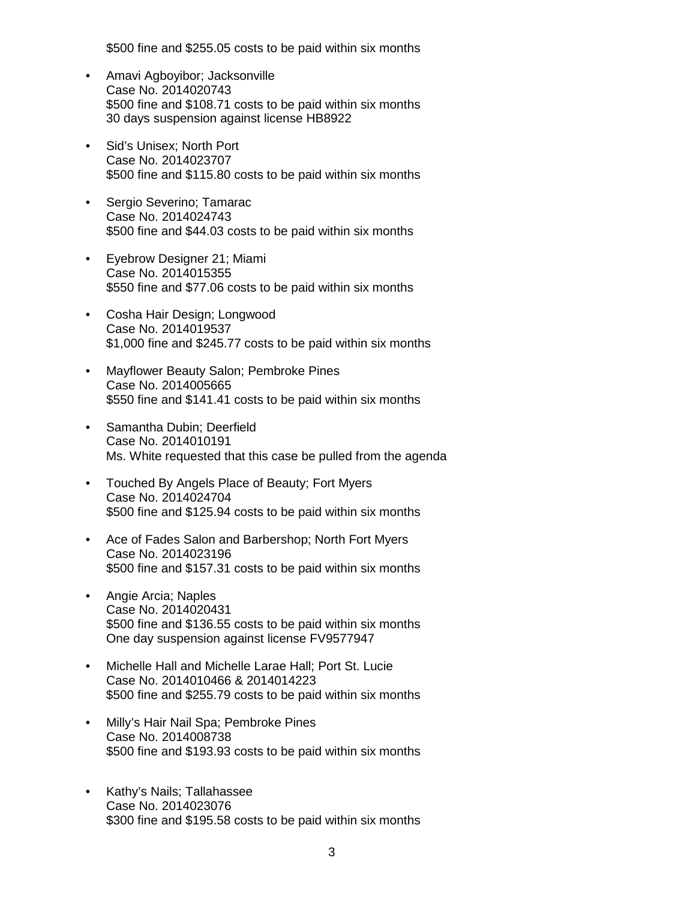$500 fine and $255.05 costs to be paid within six months

- Amavi Agboyibor; Jacksonville
  Case No. 2014020743
  $500 fine and $108.71 costs to be paid within six months
  30 days suspension against license HB8922

- Sid's Unisex; North Port
  Case No. 2014023707
  $500 fine and $115.80 costs to be paid within six months

- Sergio Severino; Tamarac
  Case No. 2014024743
  $500 fine and $44.03 costs to be paid within six months

- Eyebrow Designer 21; Miami
  Case No. 2014015355
  $550 fine and $77.06 costs to be paid within six months

- Cosha Hair Design; Longwood
  Case No. 2014019537
  $1,000 fine and $245.77 costs to be paid within six months

- Mayflower Beauty Salon; Pembroke Pines
  Case No. 2014005665
  $550 fine and $141.41 costs to be paid within six months

- Samantha Dubin; Deerfield
  Case No. 2014010191
  Ms. White requested that this case be pulled from the agenda

- Touched By Angels Place of Beauty; Fort Myers
  Case No. 2014024704
  $500 fine and $125.94 costs to be paid within six months

- Ace of Fades Salon and Barbershop; North Fort Myers
  Case No. 2014023196
  $500 fine and $157.31 costs to be paid within six months

- Angie Arcia; Naples
  Case No. 2014020431
  $500 fine and $136.55 costs to be paid within six months
  One day suspension against license FV9577947

- Michelle Hall and Michelle Larae Hall; Port St. Lucie
  Case No. 2014010466 & 2014014223
  $500 fine and $255.79 costs to be paid within six months

- Milly's Hair Nail Spa; Pembroke Pines
  Case No. 2014008738
  $500 fine and $193.93 costs to be paid within six months

- Kathy's Nails; Tallahassee
  Case No. 2014023076
  $300 fine and $195.58 costs to be paid within six months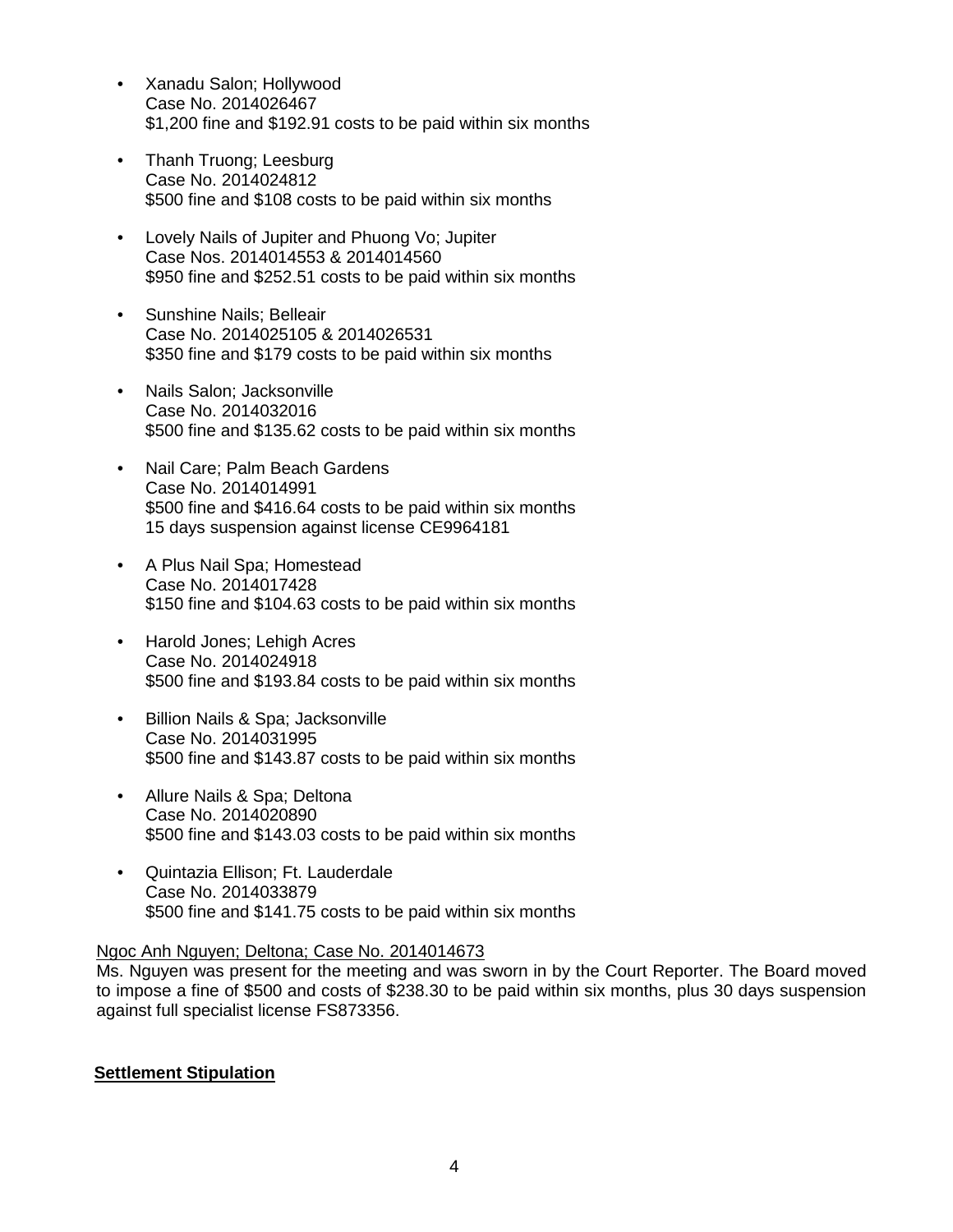- Xanadu Salon; Hollywood
  Case No. 2014026467
  $1,200 fine and $192.91 costs to be paid within six months

- Thanh Truong; Leesburg
  Case No. 2014024812
  $500 fine and $108 costs to be paid within six months

- Lovely Nails of Jupiter and Phuong Vo; Jupiter
  Case Nos. 2014014553 & 2014014560
  $950 fine and $252.51 costs to be paid within six months

- Sunshine Nails; Belleair
  Case No. 2014025105 & 2014026531
  $350 fine and $179 costs to be paid within six months

- Nails Salon; Jacksonville
  Case No. 2014032016
  $500 fine and $135.62 costs to be paid within six months

- Nail Care; Palm Beach Gardens
  Case No. 2014014991
  $500 fine and $416.64 costs to be paid within six months
  15 days suspension against license CE9964181

- A Plus Nail Spa; Homestead
  Case No. 2014017428
  $150 fine and $104.63 costs to be paid within six months

- Harold Jones; Lehigh Acres
  Case No. 2014024918
  $500 fine and $193.84 costs to be paid within six months

- Billion Nails & Spa; Jacksonville
  Case No. 2014031995
  $500 fine and $143.87 costs to be paid within six months

- Allure Nails & Spa; Deltona
  Case No. 2014020890
  $500 fine and $143.03 costs to be paid within six months

- Quintazia Ellison; Ft. Lauderdale
  Case No. 2014033879
  $500 fine and $141.75 costs to be paid within six months

<u>Ngoc Anh Nguyen; Deltona; Case No. 2014014673</u>
Ms. Nguyen was present for the meeting and was sworn in by the Court Reporter. The Board moved to impose a fine of $500 and costs of $238.30 to be paid within six months, plus 30 days suspension against full specialist license FS873356.

**<u>Settlement Stipulation</u>**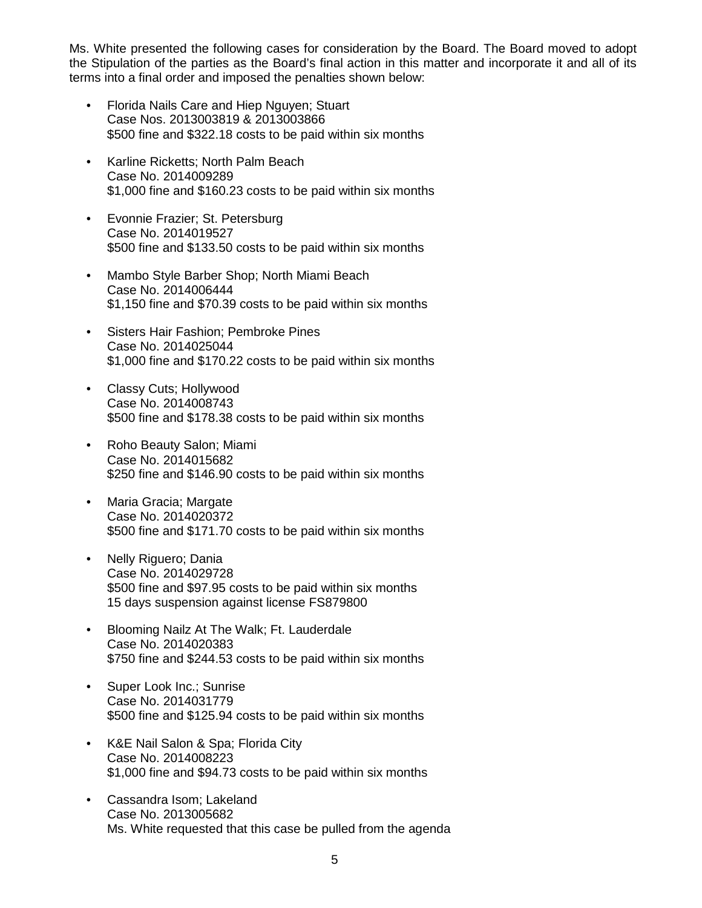Ms. White presented the following cases for consideration by the Board. The Board moved to adopt the Stipulation of the parties as the Board's final action in this matter and incorporate it and all of its terms into a final order and imposed the penalties shown below:

- Florida Nails Care and Hiep Nguyen; Stuart
  Case Nos. 2013003819 & 2013003866
  $500 fine and $322.18 costs to be paid within six months

- Karline Ricketts; North Palm Beach
  Case No. 2014009289
  $1,000 fine and $160.23 costs to be paid within six months

- Evonnie Frazier; St. Petersburg
  Case No. 2014019527
  $500 fine and $133.50 costs to be paid within six months

- Mambo Style Barber Shop; North Miami Beach
  Case No. 2014006444
  $1,150 fine and $70.39 costs to be paid within six months

- Sisters Hair Fashion; Pembroke Pines
  Case No. 2014025044
  $1,000 fine and $170.22 costs to be paid within six months

- Classy Cuts; Hollywood
  Case No. 2014008743
  $500 fine and $178.38 costs to be paid within six months

- Roho Beauty Salon; Miami
  Case No. 2014015682
  $250 fine and $146.90 costs to be paid within six months

- Maria Gracia; Margate
  Case No. 2014020372
  $500 fine and $171.70 costs to be paid within six months

- Nelly Riguero; Dania
  Case No. 2014029728
  $500 fine and $97.95 costs to be paid within six months
  15 days suspension against license FS879800

- Blooming Nailz At The Walk; Ft. Lauderdale
  Case No. 2014020383
  $750 fine and $244.53 costs to be paid within six months

- Super Look Inc.; Sunrise
  Case No. 2014031779
  $500 fine and $125.94 costs to be paid within six months

- K&E Nail Salon & Spa; Florida City
  Case No. 2014008223
  $1,000 fine and $94.73 costs to be paid within six months

- Cassandra Isom; Lakeland
  Case No. 2013005682
  Ms. White requested that this case be pulled from the agenda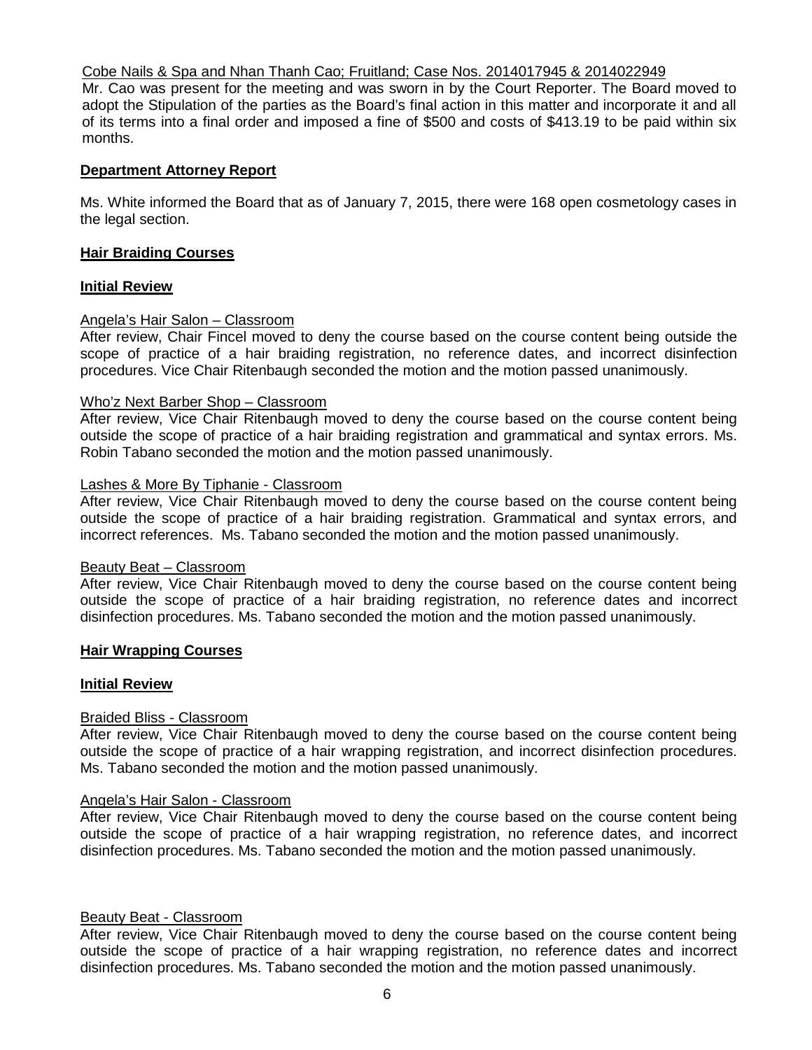Cobe Nails & Spa and Nhan Thanh Cao; Fruitland; Case Nos. 2014017945 & 2014022949

Mr. Cao was present for the meeting and was sworn in by the Court Reporter. The Board moved to adopt the Stipulation of the parties as the Board's final action in this matter and incorporate it and all of its terms into a final order and imposed a fine of $500 and costs of $413.19 to be paid within six months.

## Department Attorney Report

Ms. White informed the Board that as of January 7, 2015, there were 168 open cosmetology cases in the legal section.

## Hair Braiding Courses

### Initial Review

Angela's Hair Salon – Classroom

After review, Chair Fincel moved to deny the course based on the course content being outside the scope of practice of a hair braiding registration, no reference dates, and incorrect disinfection procedures. Vice Chair Ritenbaugh seconded the motion and the motion passed unanimously.

Who'z Next Barber Shop – Classroom

After review, Vice Chair Ritenbaugh moved to deny the course based on the course content being outside the scope of practice of a hair braiding registration and grammatical and syntax errors. Ms. Robin Tabano seconded the motion and the motion passed unanimously.

Lashes & More By Tiphanie - Classroom

After review, Vice Chair Ritenbaugh moved to deny the course based on the course content being outside the scope of practice of a hair braiding registration. Grammatical and syntax errors, and incorrect references. Ms. Tabano seconded the motion and the motion passed unanimously.

Beauty Beat – Classroom

After review, Vice Chair Ritenbaugh moved to deny the course based on the course content being outside the scope of practice of a hair braiding registration, no reference dates and incorrect disinfection procedures. Ms. Tabano seconded the motion and the motion passed unanimously.

## Hair Wrapping Courses

### Initial Review

Braided Bliss - Classroom

After review, Vice Chair Ritenbaugh moved to deny the course based on the course content being outside the scope of practice of a hair wrapping registration, and incorrect disinfection procedures. Ms. Tabano seconded the motion and the motion passed unanimously.

Angela's Hair Salon - Classroom

After review, Vice Chair Ritenbaugh moved to deny the course based on the course content being outside the scope of practice of a hair wrapping registration, no reference dates, and incorrect disinfection procedures. Ms. Tabano seconded the motion and the motion passed unanimously.

Beauty Beat - Classroom

After review, Vice Chair Ritenbaugh moved to deny the course based on the course content being outside the scope of practice of a hair wrapping registration, no reference dates and incorrect disinfection procedures. Ms. Tabano seconded the motion and the motion passed unanimously.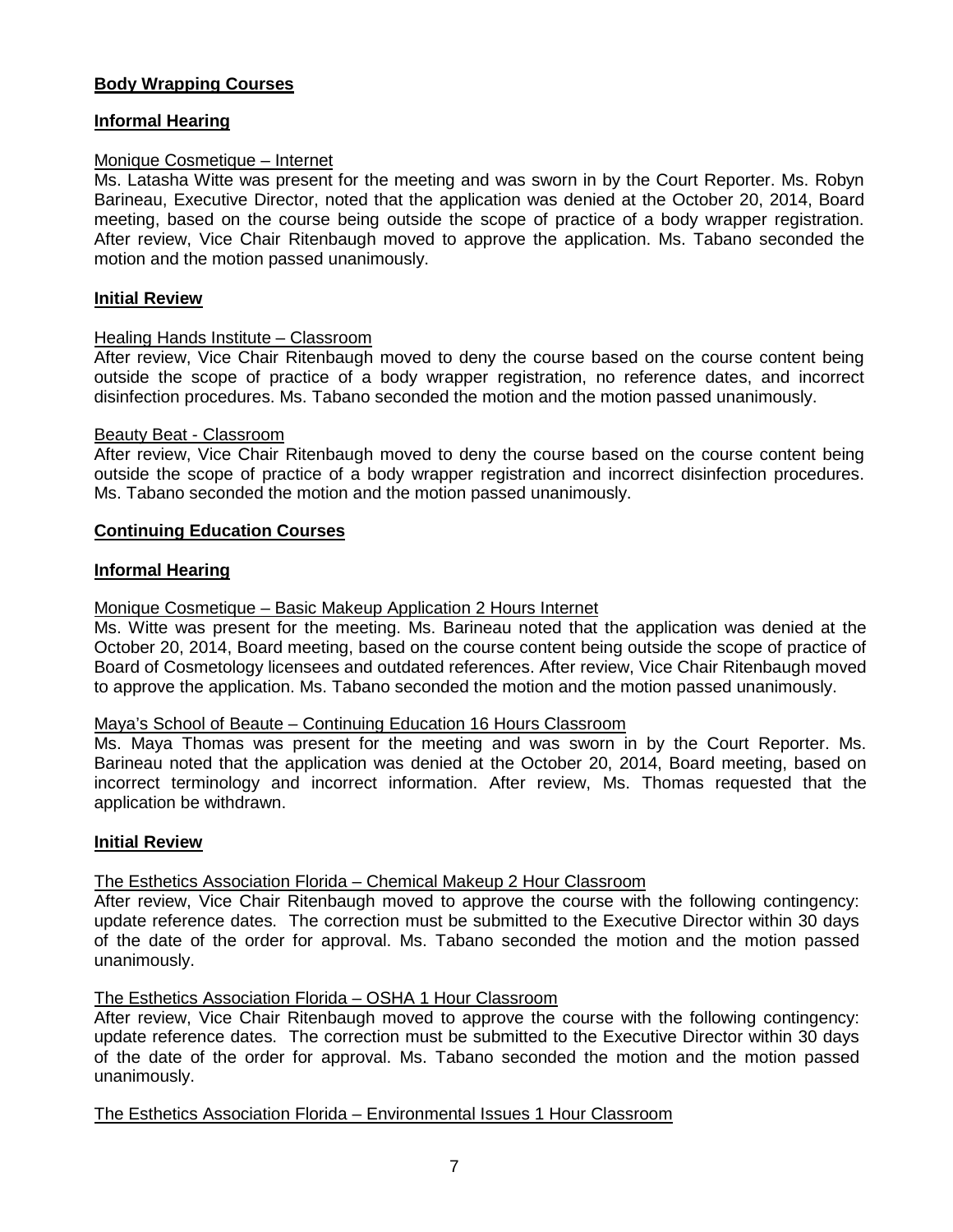**Body Wrapping Courses**

**Informal Hearing**

Monique Cosmetique – Internet

Ms. Latasha Witte was present for the meeting and was sworn in by the Court Reporter. Ms. Robyn Barineau, Executive Director, noted that the application was denied at the October 20, 2014, Board meeting, based on the course being outside the scope of practice of a body wrapper registration. After review, Vice Chair Ritenbaugh moved to approve the application. Ms. Tabano seconded the motion and the motion passed unanimously.

**Initial Review**

Healing Hands Institute – Classroom

After review, Vice Chair Ritenbaugh moved to deny the course based on the course content being outside the scope of practice of a body wrapper registration, no reference dates, and incorrect disinfection procedures. Ms. Tabano seconded the motion and the motion passed unanimously.

Beauty Beat - Classroom

After review, Vice Chair Ritenbaugh moved to deny the course based on the course content being outside the scope of practice of a body wrapper registration and incorrect disinfection procedures. Ms. Tabano seconded the motion and the motion passed unanimously.

**Continuing Education Courses**

**Informal Hearing**

Monique Cosmetique – Basic Makeup Application 2 Hours Internet

Ms. Witte was present for the meeting. Ms. Barineau noted that the application was denied at the October 20, 2014, Board meeting, based on the course content being outside the scope of practice of Board of Cosmetology licensees and outdated references. After review, Vice Chair Ritenbaugh moved to approve the application. Ms. Tabano seconded the motion and the motion passed unanimously.

Maya's School of Beaute – Continuing Education 16 Hours Classroom

Ms. Maya Thomas was present for the meeting and was sworn in by the Court Reporter. Ms. Barineau noted that the application was denied at the October 20, 2014, Board meeting, based on incorrect terminology and incorrect information. After review, Ms. Thomas requested that the application be withdrawn.

**Initial Review**

The Esthetics Association Florida – Chemical Makeup 2 Hour Classroom

After review, Vice Chair Ritenbaugh moved to approve the course with the following contingency: update reference dates. The correction must be submitted to the Executive Director within 30 days of the date of the order for approval. Ms. Tabano seconded the motion and the motion passed unanimously.

The Esthetics Association Florida – OSHA 1 Hour Classroom

After review, Vice Chair Ritenbaugh moved to approve the course with the following contingency: update reference dates. The correction must be submitted to the Executive Director within 30 days of the date of the order for approval. Ms. Tabano seconded the motion and the motion passed unanimously.

The Esthetics Association Florida – Environmental Issues 1 Hour Classroom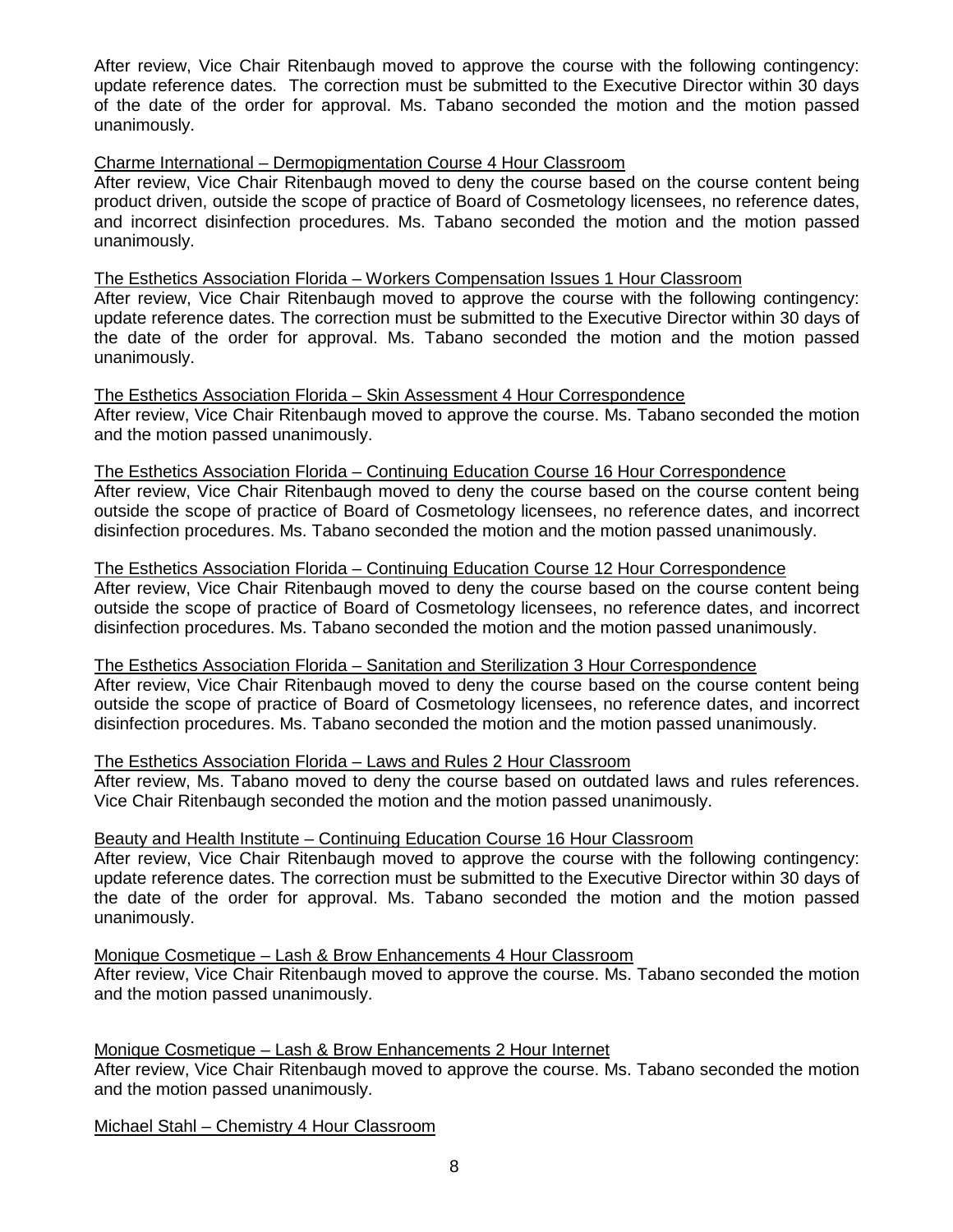After review, Vice Chair Ritenbaugh moved to approve the course with the following contingency: update reference dates. The correction must be submitted to the Executive Director within 30 days of the date of the order for approval. Ms. Tabano seconded the motion and the motion passed unanimously.

<u>Charme International – Dermopigmentation Course 4 Hour Classroom</u>

After review, Vice Chair Ritenbaugh moved to deny the course based on the course content being product driven, outside the scope of practice of Board of Cosmetology licensees, no reference dates, and incorrect disinfection procedures. Ms. Tabano seconded the motion and the motion passed unanimously.

<u>The Esthetics Association Florida – Workers Compensation Issues 1 Hour Classroom</u>

After review, Vice Chair Ritenbaugh moved to approve the course with the following contingency: update reference dates. The correction must be submitted to the Executive Director within 30 days of the date of the order for approval. Ms. Tabano seconded the motion and the motion passed unanimously.

<u>The Esthetics Association Florida – Skin Assessment 4 Hour Correspondence</u>

After review, Vice Chair Ritenbaugh moved to approve the course. Ms. Tabano seconded the motion and the motion passed unanimously.

<u>The Esthetics Association Florida – Continuing Education Course 16 Hour Correspondence</u>

After review, Vice Chair Ritenbaugh moved to deny the course based on the course content being outside the scope of practice of Board of Cosmetology licensees, no reference dates, and incorrect disinfection procedures. Ms. Tabano seconded the motion and the motion passed unanimously.

<u>The Esthetics Association Florida – Continuing Education Course 12 Hour Correspondence</u>

After review, Vice Chair Ritenbaugh moved to deny the course based on the course content being outside the scope of practice of Board of Cosmetology licensees, no reference dates, and incorrect disinfection procedures. Ms. Tabano seconded the motion and the motion passed unanimously.

<u>The Esthetics Association Florida – Sanitation and Sterilization 3 Hour Correspondence</u>

After review, Vice Chair Ritenbaugh moved to deny the course based on the course content being outside the scope of practice of Board of Cosmetology licensees, no reference dates, and incorrect disinfection procedures. Ms. Tabano seconded the motion and the motion passed unanimously.

<u>The Esthetics Association Florida – Laws and Rules 2 Hour Classroom</u>

After review, Ms. Tabano moved to deny the course based on outdated laws and rules references. Vice Chair Ritenbaugh seconded the motion and the motion passed unanimously.

<u>Beauty and Health Institute – Continuing Education Course 16 Hour Classroom</u>

After review, Vice Chair Ritenbaugh moved to approve the course with the following contingency: update reference dates. The correction must be submitted to the Executive Director within 30 days of the date of the order for approval. Ms. Tabano seconded the motion and the motion passed unanimously.

<u>Monique Cosmetique – Lash & Brow Enhancements 4 Hour Classroom</u>

After review, Vice Chair Ritenbaugh moved to approve the course. Ms. Tabano seconded the motion and the motion passed unanimously.

<u>Monique Cosmetique – Lash & Brow Enhancements 2 Hour Internet</u>

After review, Vice Chair Ritenbaugh moved to approve the course. Ms. Tabano seconded the motion and the motion passed unanimously.

<u>Michael Stahl – Chemistry 4 Hour Classroom</u>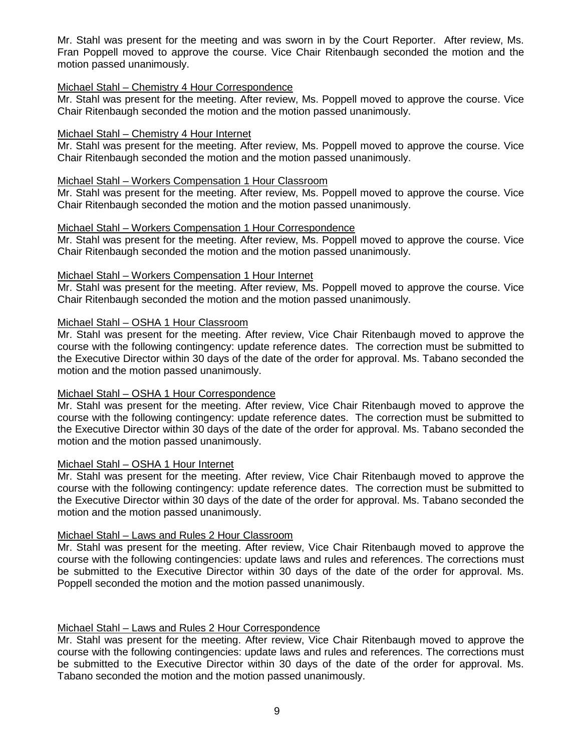Mr. Stahl was present for the meeting and was sworn in by the Court Reporter. After review, Ms. Fran Poppell moved to approve the course. Vice Chair Ritenbaugh seconded the motion and the motion passed unanimously.

<u>Michael Stahl – Chemistry 4 Hour Correspondence</u>

Mr. Stahl was present for the meeting. After review, Ms. Poppell moved to approve the course. Vice Chair Ritenbaugh seconded the motion and the motion passed unanimously.

<u>Michael Stahl – Chemistry 4 Hour Internet</u>

Mr. Stahl was present for the meeting. After review, Ms. Poppell moved to approve the course. Vice Chair Ritenbaugh seconded the motion and the motion passed unanimously.

<u>Michael Stahl – Workers Compensation 1 Hour Classroom</u>

Mr. Stahl was present for the meeting. After review, Ms. Poppell moved to approve the course. Vice Chair Ritenbaugh seconded the motion and the motion passed unanimously.

<u>Michael Stahl – Workers Compensation 1 Hour Correspondence</u>

Mr. Stahl was present for the meeting. After review, Ms. Poppell moved to approve the course. Vice Chair Ritenbaugh seconded the motion and the motion passed unanimously.

<u>Michael Stahl – Workers Compensation 1 Hour Internet</u>

Mr. Stahl was present for the meeting. After review, Ms. Poppell moved to approve the course. Vice Chair Ritenbaugh seconded the motion and the motion passed unanimously.

<u>Michael Stahl – OSHA 1 Hour Classroom</u>

Mr. Stahl was present for the meeting. After review, Vice Chair Ritenbaugh moved to approve the course with the following contingency: update reference dates. The correction must be submitted to the Executive Director within 30 days of the date of the order for approval. Ms. Tabano seconded the motion and the motion passed unanimously.

<u>Michael Stahl – OSHA 1 Hour Correspondence</u>

Mr. Stahl was present for the meeting. After review, Vice Chair Ritenbaugh moved to approve the course with the following contingency: update reference dates. The correction must be submitted to the Executive Director within 30 days of the date of the order for approval. Ms. Tabano seconded the motion and the motion passed unanimously.

<u>Michael Stahl – OSHA 1 Hour Internet</u>

Mr. Stahl was present for the meeting. After review, Vice Chair Ritenbaugh moved to approve the course with the following contingency: update reference dates. The correction must be submitted to the Executive Director within 30 days of the date of the order for approval. Ms. Tabano seconded the motion and the motion passed unanimously.

<u>Michael Stahl – Laws and Rules 2 Hour Classroom</u>

Mr. Stahl was present for the meeting. After review, Vice Chair Ritenbaugh moved to approve the course with the following contingencies: update laws and rules and references. The corrections must be submitted to the Executive Director within 30 days of the date of the order for approval. Ms. Poppell seconded the motion and the motion passed unanimously.

<u>Michael Stahl – Laws and Rules 2 Hour Correspondence</u>

Mr. Stahl was present for the meeting. After review, Vice Chair Ritenbaugh moved to approve the course with the following contingencies: update laws and rules and references. The corrections must be submitted to the Executive Director within 30 days of the date of the order for approval. Ms. Tabano seconded the motion and the motion passed unanimously.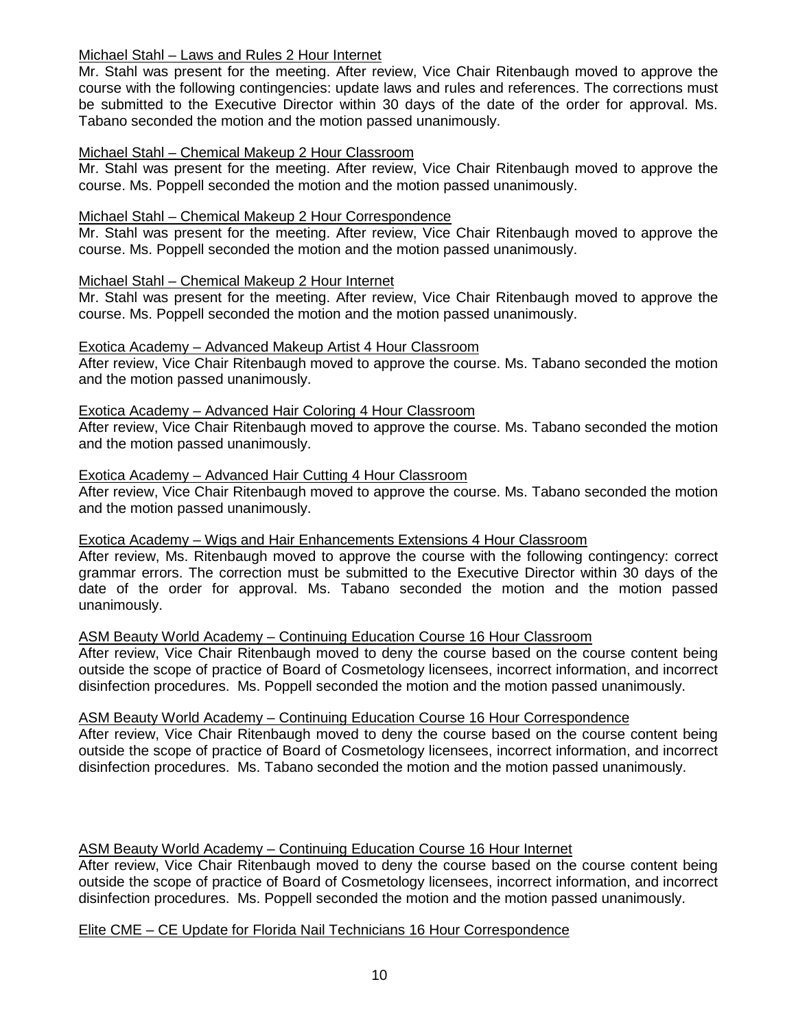Michael Stahl – Laws and Rules 2 Hour Internet

Mr. Stahl was present for the meeting. After review, Vice Chair Ritenbaugh moved to approve the course with the following contingencies: update laws and rules and references. The corrections must be submitted to the Executive Director within 30 days of the date of the order for approval. Ms. Tabano seconded the motion and the motion passed unanimously.

Michael Stahl – Chemical Makeup 2 Hour Classroom

Mr. Stahl was present for the meeting. After review, Vice Chair Ritenbaugh moved to approve the course. Ms. Poppell seconded the motion and the motion passed unanimously.

Michael Stahl – Chemical Makeup 2 Hour Correspondence

Mr. Stahl was present for the meeting. After review, Vice Chair Ritenbaugh moved to approve the course. Ms. Poppell seconded the motion and the motion passed unanimously.

Michael Stahl – Chemical Makeup 2 Hour Internet

Mr. Stahl was present for the meeting. After review, Vice Chair Ritenbaugh moved to approve the course. Ms. Poppell seconded the motion and the motion passed unanimously.

Exotica Academy – Advanced Makeup Artist 4 Hour Classroom

After review, Vice Chair Ritenbaugh moved to approve the course. Ms. Tabano seconded the motion and the motion passed unanimously.

Exotica Academy – Advanced Hair Coloring 4 Hour Classroom

After review, Vice Chair Ritenbaugh moved to approve the course. Ms. Tabano seconded the motion and the motion passed unanimously.

Exotica Academy – Advanced Hair Cutting 4 Hour Classroom

After review, Vice Chair Ritenbaugh moved to approve the course. Ms. Tabano seconded the motion and the motion passed unanimously.

Exotica Academy – Wigs and Hair Enhancements Extensions 4 Hour Classroom

After review, Ms. Ritenbaugh moved to approve the course with the following contingency: correct grammar errors. The correction must be submitted to the Executive Director within 30 days of the date of the order for approval. Ms. Tabano seconded the motion and the motion passed unanimously.

ASM Beauty World Academy – Continuing Education Course 16 Hour Classroom

After review, Vice Chair Ritenbaugh moved to deny the course based on the course content being outside the scope of practice of Board of Cosmetology licensees, incorrect information, and incorrect disinfection procedures. Ms. Poppell seconded the motion and the motion passed unanimously.

ASM Beauty World Academy – Continuing Education Course 16 Hour Correspondence

After review, Vice Chair Ritenbaugh moved to deny the course based on the course content being outside the scope of practice of Board of Cosmetology licensees, incorrect information, and incorrect disinfection procedures. Ms. Tabano seconded the motion and the motion passed unanimously.

ASM Beauty World Academy – Continuing Education Course 16 Hour Internet

After review, Vice Chair Ritenbaugh moved to deny the course based on the course content being outside the scope of practice of Board of Cosmetology licensees, incorrect information, and incorrect disinfection procedures. Ms. Poppell seconded the motion and the motion passed unanimously.

Elite CME – CE Update for Florida Nail Technicians 16 Hour Correspondence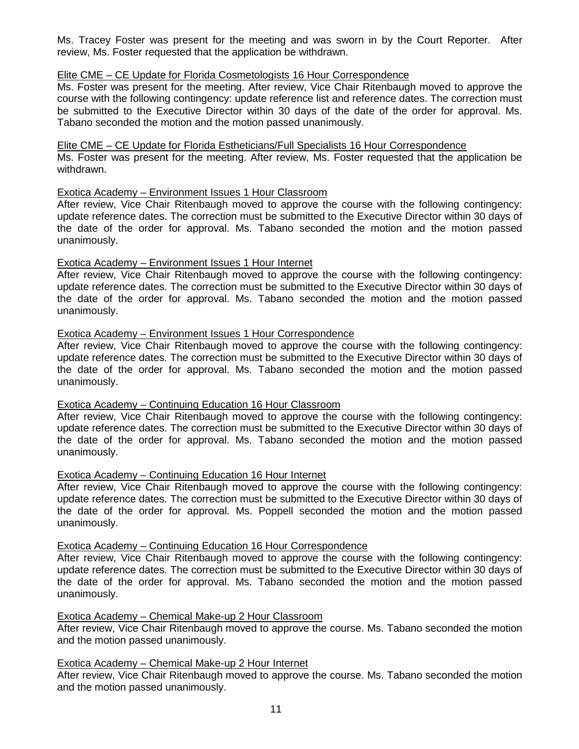Ms. Tracey Foster was present for the meeting and was sworn in by the Court Reporter. After review, Ms. Foster requested that the application be withdrawn.

<u>Elite CME – CE Update for Florida Cosmetologists 16 Hour Correspondence</u>

Ms. Foster was present for the meeting. After review, Vice Chair Ritenbaugh moved to approve the course with the following contingency: update reference list and reference dates. The correction must be submitted to the Executive Director within 30 days of the date of the order for approval. Ms. Tabano seconded the motion and the motion passed unanimously.

<u>Elite CME – CE Update for Florida Estheticians/Full Specialists 16 Hour Correspondence</u>

Ms. Foster was present for the meeting. After review, Ms. Foster requested that the application be withdrawn.

<u>Exotica Academy – Environment Issues 1 Hour Classroom</u>

After review, Vice Chair Ritenbaugh moved to approve the course with the following contingency: update reference dates. The correction must be submitted to the Executive Director within 30 days of the date of the order for approval. Ms. Tabano seconded the motion and the motion passed unanimously.

<u>Exotica Academy – Environment Issues 1 Hour Internet</u>

After review, Vice Chair Ritenbaugh moved to approve the course with the following contingency: update reference dates. The correction must be submitted to the Executive Director within 30 days of the date of the order for approval. Ms. Tabano seconded the motion and the motion passed unanimously.

<u>Exotica Academy – Environment Issues 1 Hour Correspondence</u>

After review, Vice Chair Ritenbaugh moved to approve the course with the following contingency: update reference dates. The correction must be submitted to the Executive Director within 30 days of the date of the order for approval. Ms. Tabano seconded the motion and the motion passed unanimously.

<u>Exotica Academy – Continuing Education 16 Hour Classroom</u>

After review, Vice Chair Ritenbaugh moved to approve the course with the following contingency: update reference dates. The correction must be submitted to the Executive Director within 30 days of the date of the order for approval. Ms. Tabano seconded the motion and the motion passed unanimously.

<u>Exotica Academy – Continuing Education 16 Hour Internet</u>

After review, Vice Chair Ritenbaugh moved to approve the course with the following contingency: update reference dates. The correction must be submitted to the Executive Director within 30 days of the date of the order for approval. Ms. Poppell seconded the motion and the motion passed unanimously.

<u>Exotica Academy – Continuing Education 16 Hour Correspondence</u>

After review, Vice Chair Ritenbaugh moved to approve the course with the following contingency: update reference dates. The correction must be submitted to the Executive Director within 30 days of the date of the order for approval. Ms. Tabano seconded the motion and the motion passed unanimously.

<u>Exotica Academy – Chemical Make-up 2 Hour Classroom</u>

After review, Vice Chair Ritenbaugh moved to approve the course. Ms. Tabano seconded the motion and the motion passed unanimously.

<u>Exotica Academy – Chemical Make-up 2 Hour Internet</u>

After review, Vice Chair Ritenbaugh moved to approve the course. Ms. Tabano seconded the motion and the motion passed unanimously.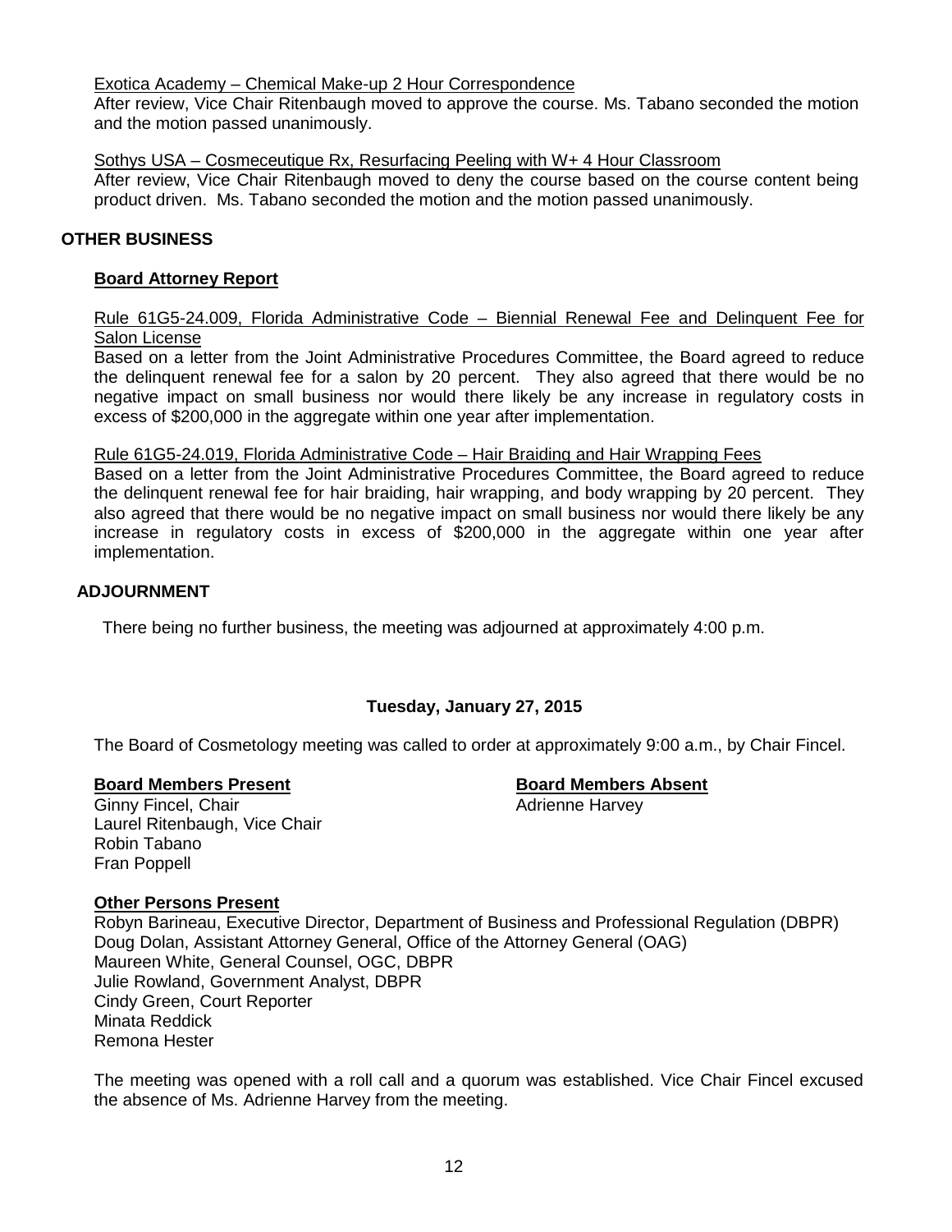Exotica Academy – Chemical Make-up 2 Hour Correspondence

After review, Vice Chair Ritenbaugh moved to approve the course. Ms. Tabano seconded the motion and the motion passed unanimously.

Sothys USA – Cosmeceutique Rx, Resurfacing Peeling with W+ 4 Hour Classroom

After review, Vice Chair Ritenbaugh moved to deny the course based on the course content being product driven. Ms. Tabano seconded the motion and the motion passed unanimously.

## OTHER BUSINESS

### Board Attorney Report

Rule 61G5-24.009, Florida Administrative Code – Biennial Renewal Fee and Delinquent Fee for Salon License

Based on a letter from the Joint Administrative Procedures Committee, the Board agreed to reduce the delinquent renewal fee for a salon by 20 percent. They also agreed that there would be no negative impact on small business nor would there likely be any increase in regulatory costs in excess of $200,000 in the aggregate within one year after implementation.

Rule 61G5-24.019, Florida Administrative Code – Hair Braiding and Hair Wrapping Fees

Based on a letter from the Joint Administrative Procedures Committee, the Board agreed to reduce the delinquent renewal fee for hair braiding, hair wrapping, and body wrapping by 20 percent. They also agreed that there would be no negative impact on small business nor would there likely be any increase in regulatory costs in excess of $200,000 in the aggregate within one year after implementation.

## ADJOURNMENT

There being no further business, the meeting was adjourned at approximately 4:00 p.m.

## Tuesday, January 27, 2015

The Board of Cosmetology meeting was called to order at approximately 9:00 a.m., by Chair Fincel.

**Board Members Present**

Ginny Fincel, Chair
Laurel Ritenbaugh, Vice Chair
Robin Tabano
Fran Poppell

**Board Members Absent**

Adrienne Harvey

**Other Persons Present**

Robyn Barineau, Executive Director, Department of Business and Professional Regulation (DBPR)
Doug Dolan, Assistant Attorney General, Office of the Attorney General (OAG)
Maureen White, General Counsel, OGC, DBPR
Julie Rowland, Government Analyst, DBPR
Cindy Green, Court Reporter
Minata Reddick
Remona Hester

The meeting was opened with a roll call and a quorum was established. Vice Chair Fincel excused the absence of Ms. Adrienne Harvey from the meeting.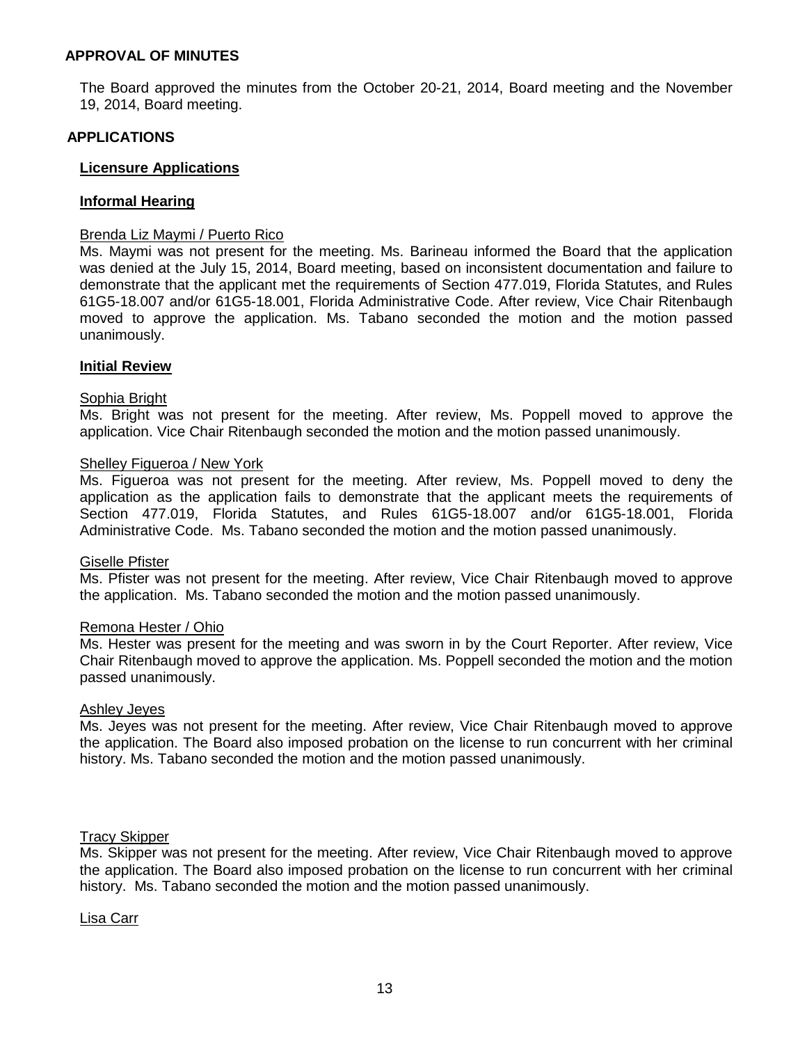## APPROVAL OF MINUTES

The Board approved the minutes from the October 20-21, 2014, Board meeting and the November 19, 2014, Board meeting.

## APPLICATIONS

### Licensure Applications

### Informal Hearing

Brenda Liz Maymi / Puerto Rico

Ms. Maymi was not present for the meeting. Ms. Barineau informed the Board that the application was denied at the July 15, 2014, Board meeting, based on inconsistent documentation and failure to demonstrate that the applicant met the requirements of Section 477.019, Florida Statutes, and Rules 61G5-18.007 and/or 61G5-18.001, Florida Administrative Code. After review, Vice Chair Ritenbaugh moved to approve the application. Ms. Tabano seconded the motion and the motion passed unanimously.

### Initial Review

Sophia Bright

Ms. Bright was not present for the meeting. After review, Ms. Poppell moved to approve the application. Vice Chair Ritenbaugh seconded the motion and the motion passed unanimously.

Shelley Figueroa / New York

Ms. Figueroa was not present for the meeting. After review, Ms. Poppell moved to deny the application as the application fails to demonstrate that the applicant meets the requirements of Section 477.019, Florida Statutes, and Rules 61G5-18.007 and/or 61G5-18.001, Florida Administrative Code. Ms. Tabano seconded the motion and the motion passed unanimously.

Giselle Pfister

Ms. Pfister was not present for the meeting. After review, Vice Chair Ritenbaugh moved to approve the application. Ms. Tabano seconded the motion and the motion passed unanimously.

Remona Hester / Ohio

Ms. Hester was present for the meeting and was sworn in by the Court Reporter. After review, Vice Chair Ritenbaugh moved to approve the application. Ms. Poppell seconded the motion and the motion passed unanimously.

Ashley Jeyes

Ms. Jeyes was not present for the meeting. After review, Vice Chair Ritenbaugh moved to approve the application. The Board also imposed probation on the license to run concurrent with her criminal history. Ms. Tabano seconded the motion and the motion passed unanimously.

Tracy Skipper

Ms. Skipper was not present for the meeting. After review, Vice Chair Ritenbaugh moved to approve the application. The Board also imposed probation on the license to run concurrent with her criminal history. Ms. Tabano seconded the motion and the motion passed unanimously.

Lisa Carr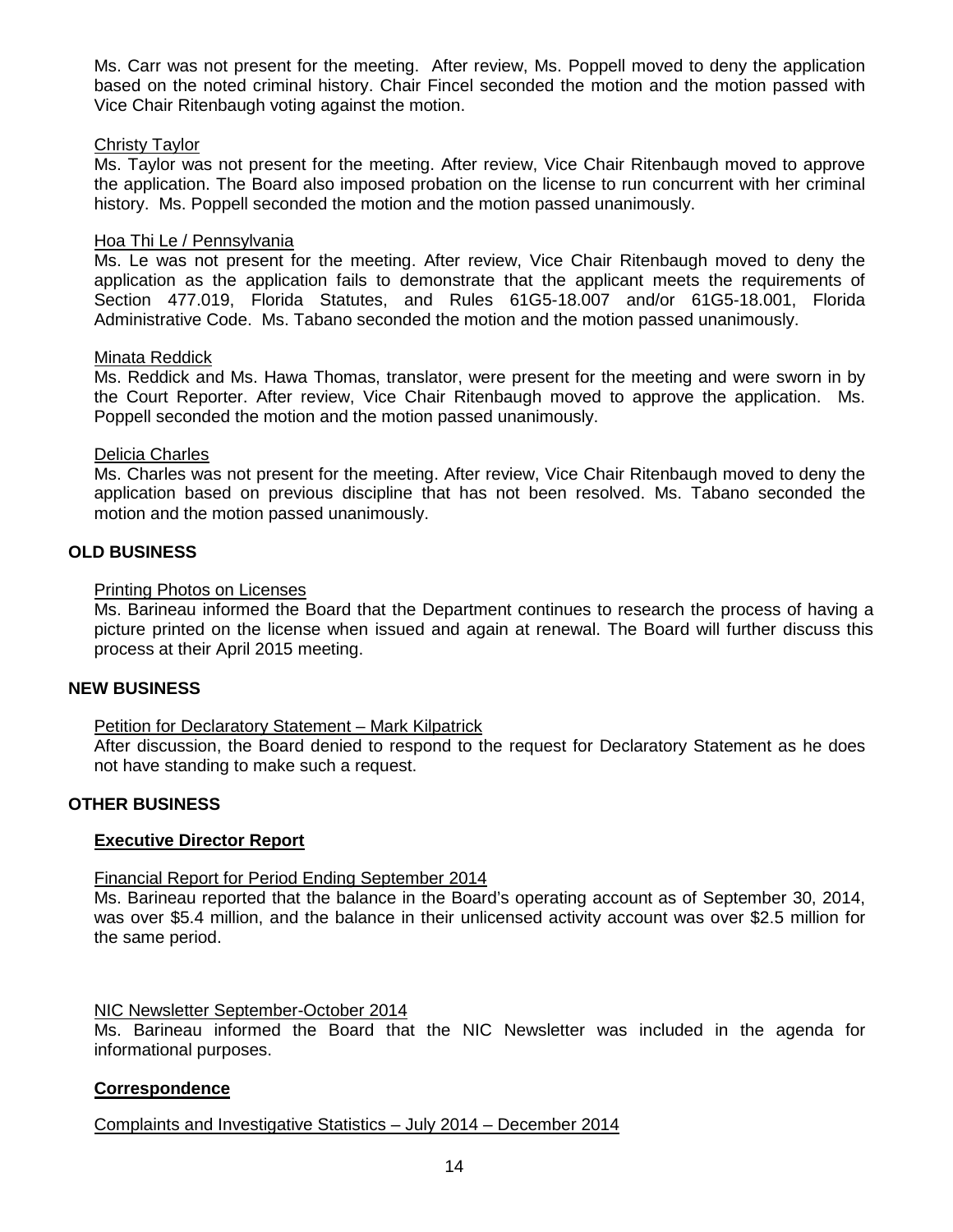Ms. Carr was not present for the meeting. After review, Ms. Poppell moved to deny the application based on the noted criminal history. Chair Fincel seconded the motion and the motion passed with Vice Chair Ritenbaugh voting against the motion.

Christy Taylor

Ms. Taylor was not present for the meeting. After review, Vice Chair Ritenbaugh moved to approve the application. The Board also imposed probation on the license to run concurrent with her criminal history. Ms. Poppell seconded the motion and the motion passed unanimously.

Hoa Thi Le / Pennsylvania

Ms. Le was not present for the meeting. After review, Vice Chair Ritenbaugh moved to deny the application as the application fails to demonstrate that the applicant meets the requirements of Section 477.019, Florida Statutes, and Rules 61G5-18.007 and/or 61G5-18.001, Florida Administrative Code. Ms. Tabano seconded the motion and the motion passed unanimously.

Minata Reddick

Ms. Reddick and Ms. Hawa Thomas, translator, were present for the meeting and were sworn in by the Court Reporter. After review, Vice Chair Ritenbaugh moved to approve the application. Ms. Poppell seconded the motion and the motion passed unanimously.

Delicia Charles

Ms. Charles was not present for the meeting. After review, Vice Chair Ritenbaugh moved to deny the application based on previous discipline that has not been resolved. Ms. Tabano seconded the motion and the motion passed unanimously.

## OLD BUSINESS

Printing Photos on Licenses

Ms. Barineau informed the Board that the Department continues to research the process of having a picture printed on the license when issued and again at renewal. The Board will further discuss this process at their April 2015 meeting.

## NEW BUSINESS

Petition for Declaratory Statement – Mark Kilpatrick

After discussion, the Board denied to respond to the request for Declaratory Statement as he does not have standing to make such a request.

## OTHER BUSINESS

### Executive Director Report

Financial Report for Period Ending September 2014

Ms. Barineau reported that the balance in the Board's operating account as of September 30, 2014, was over $5.4 million, and the balance in their unlicensed activity account was over $2.5 million for the same period.

NIC Newsletter September-October 2014

Ms. Barineau informed the Board that the NIC Newsletter was included in the agenda for informational purposes.

### Correspondence

Complaints and Investigative Statistics – July 2014 – December 2014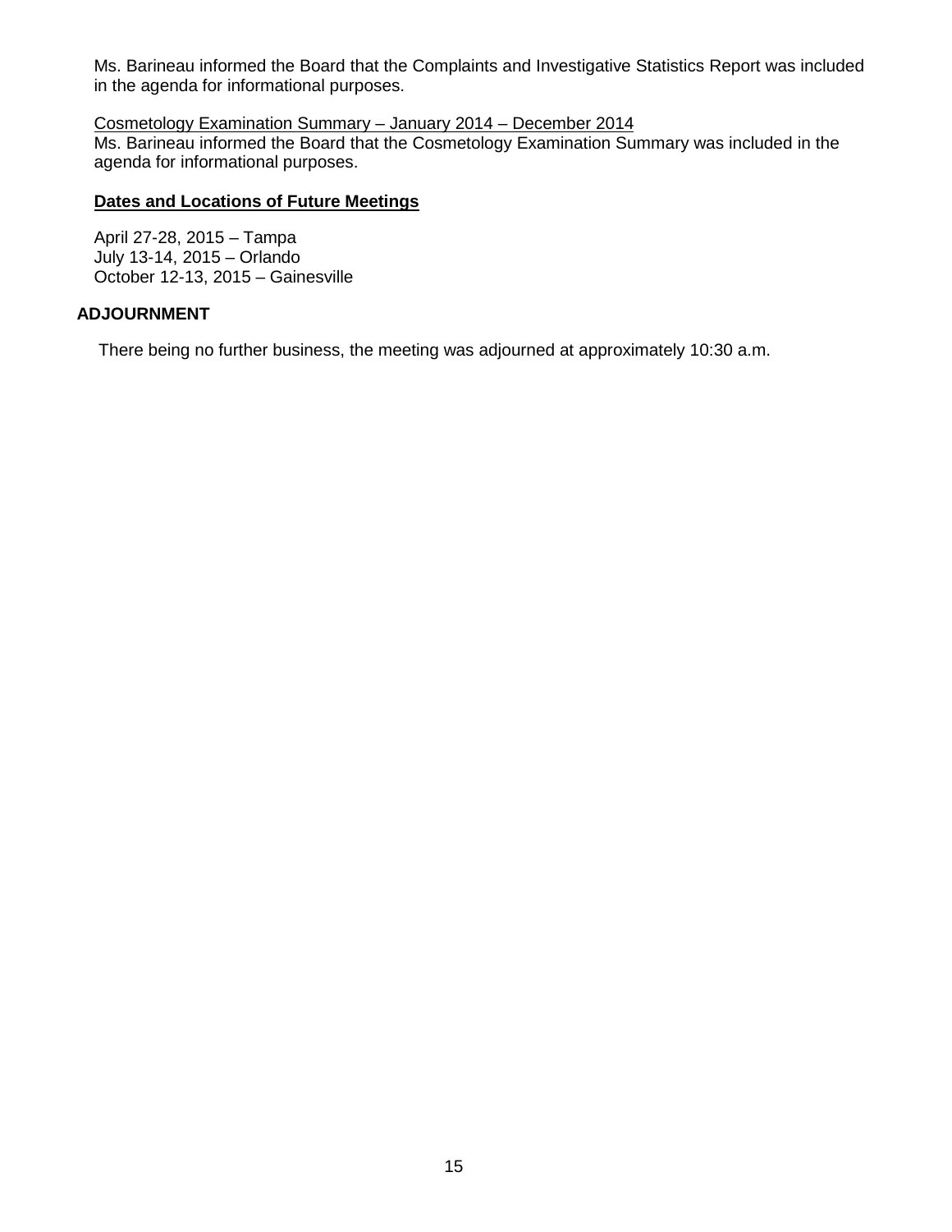Ms. Barineau informed the Board that the Complaints and Investigative Statistics Report was included in the agenda for informational purposes.

Cosmetology Examination Summary – January 2014 – December 2014

Ms. Barineau informed the Board that the Cosmetology Examination Summary was included in the agenda for informational purposes.

**Dates and Locations of Future Meetings**

April 27-28, 2015 – Tampa
July 13-14, 2015 – Orlando
October 12-13, 2015 – Gainesville

## ADJOURNMENT

There being no further business, the meeting was adjourned at approximately 10:30 a.m.